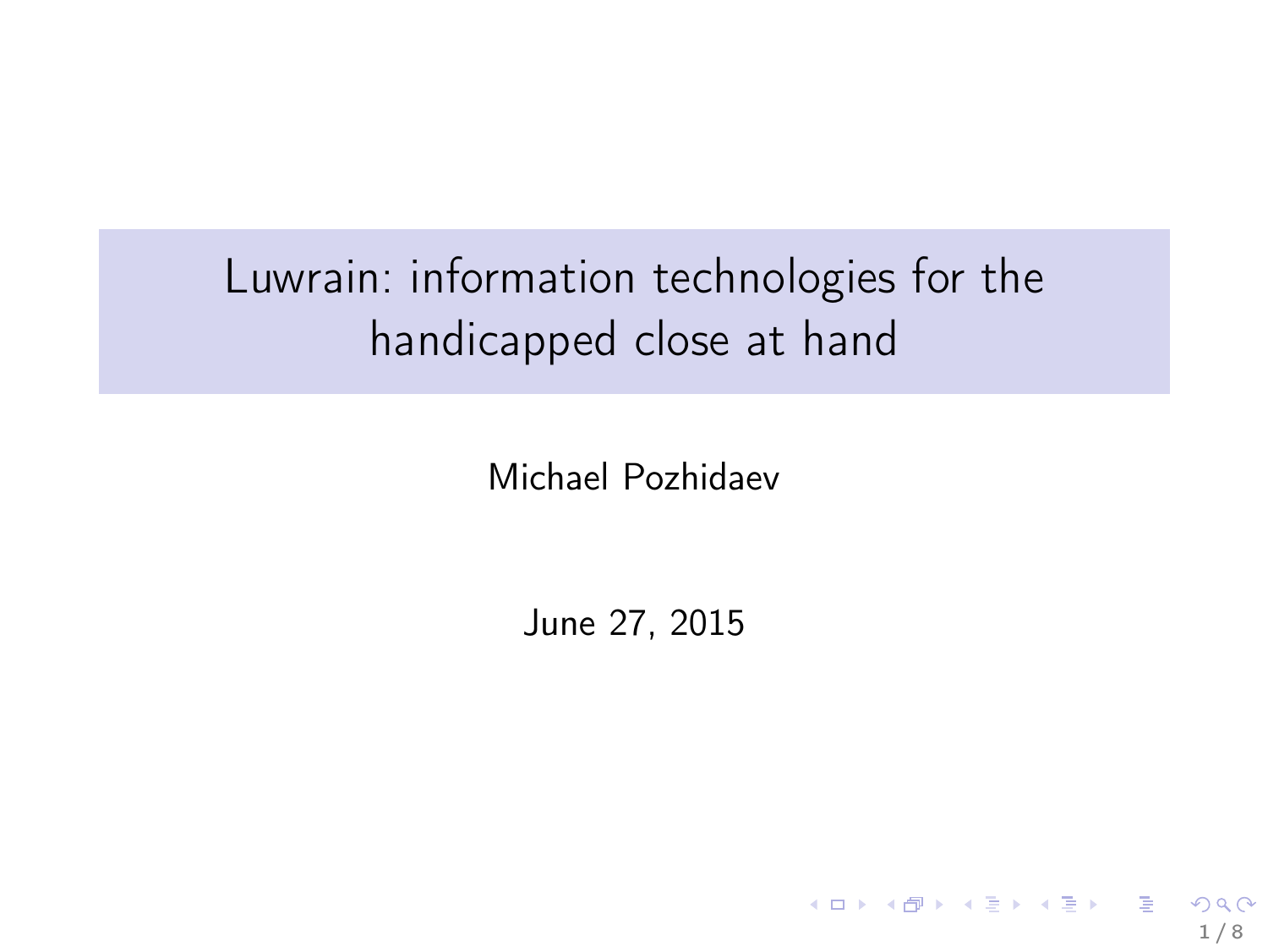# Luwrain: information technologies for the handicapped close at hand

Michael Pozhidaev

June 27, 2015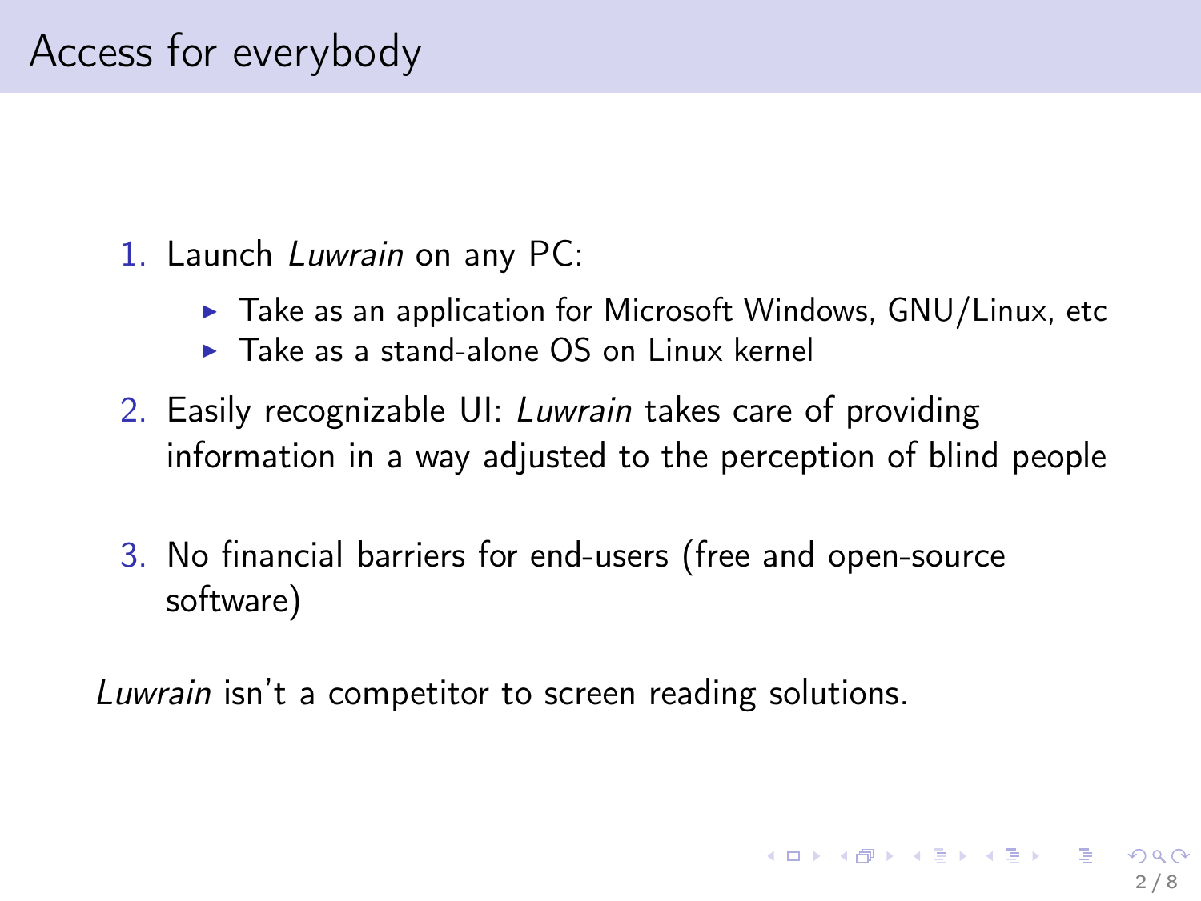# Access for everybody

1. Launch *Luwrain* on any PC:
   - Take as an application for Microsoft Windows, GNU/Linux, etc
   - Take as a stand-alone OS on Linux kernel
2. Easily recognizable UI: *Luwrain* takes care of providing information in a way adjusted to the perception of blind people
3. No financial barriers for end-users (free and open-source software)

*Luwrain* isn't a competitor to screen reading solutions.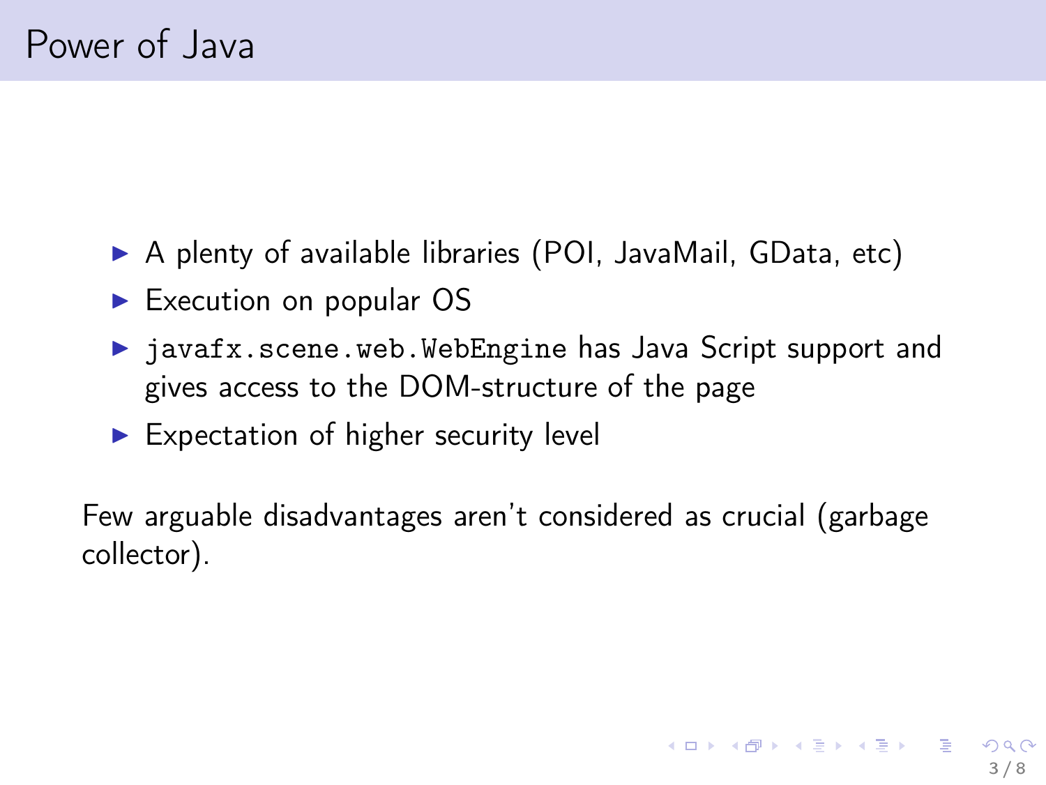# Power of Java

- A plenty of available libraries (POI, JavaMail, GData, etc)
- Execution on popular OS
- `javafx.scene.web.WebEngine` has Java Script support and gives access to the DOM-structure of the page
- Expectation of higher security level

Few arguable disadvantages aren't considered as crucial (garbage collector).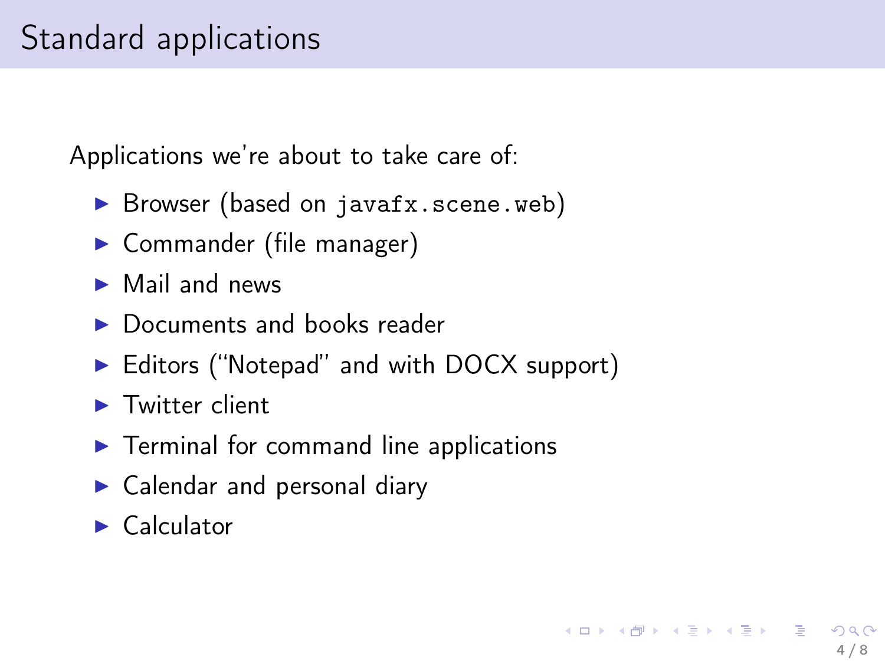# Standard applications

Applications we're about to take care of:

- Browser (based on `javafx.scene.web`)
- Commander (file manager)
- Mail and news
- Documents and books reader
- Editors ("Notepad" and with DOCX support)
- Twitter client
- Terminal for command line applications
- Calendar and personal diary
- Calculator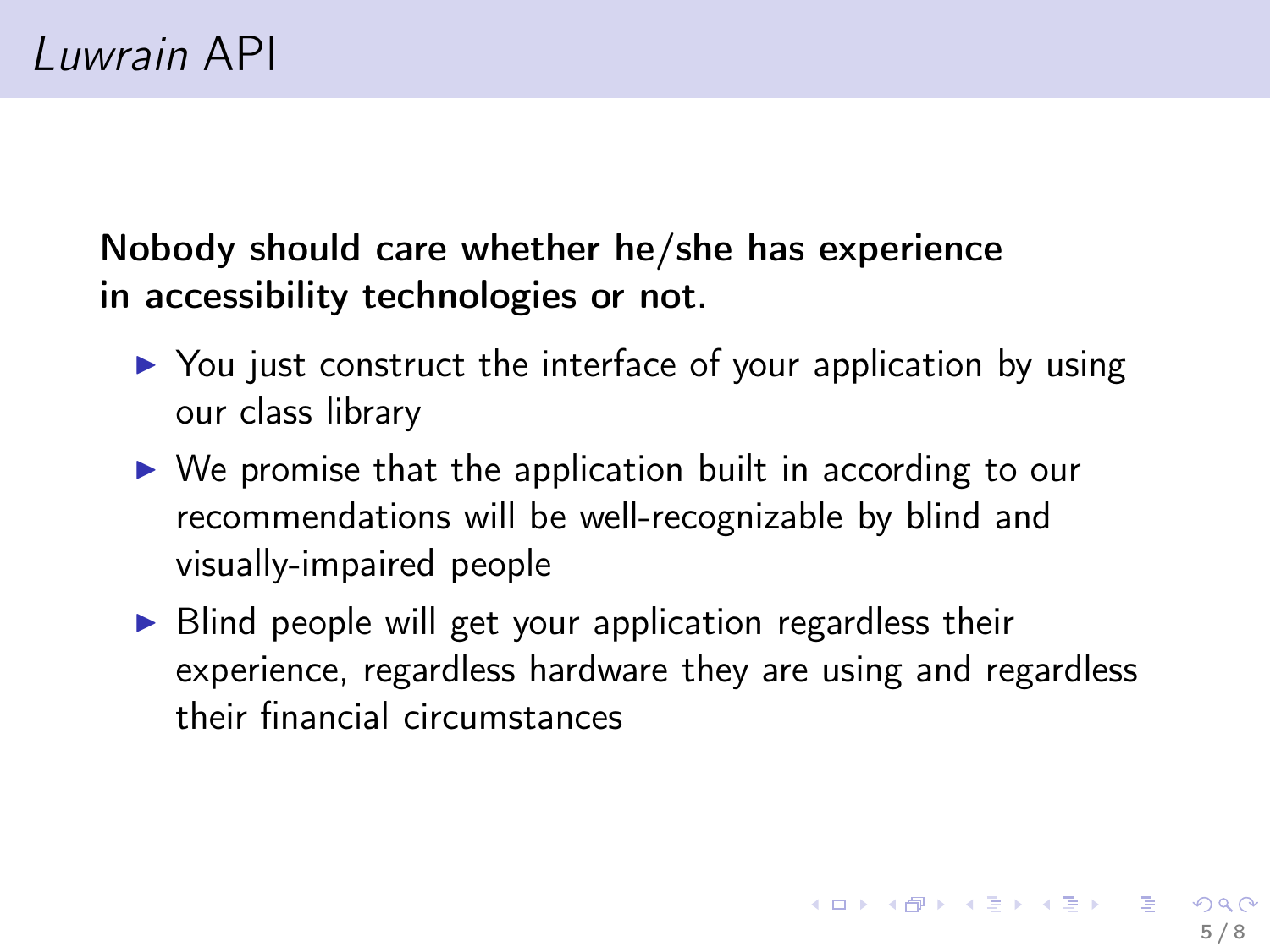# *Luwrain* API

**Nobody should care whether he/she has experience in accessibility technologies or not.**

- You just construct the interface of your application by using our class library
- We promise that the application built in according to our recommendations will be well-recognizable by blind and visually-impaired people
- Blind people will get your application regardless their experience, regardless hardware they are using and regardless their financial circumstances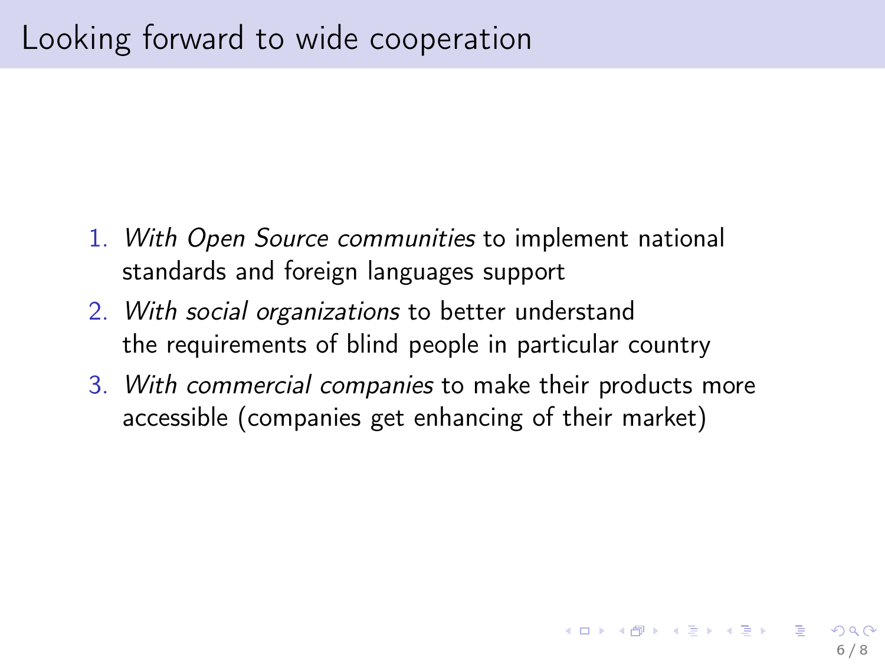# Looking forward to wide cooperation

1. *With Open Source communities* to implement national standards and foreign languages support
2. *With social organizations* to better understand the requirements of blind people in particular country
3. *With commercial companies* to make their products more accessible (companies get enhancing of their market)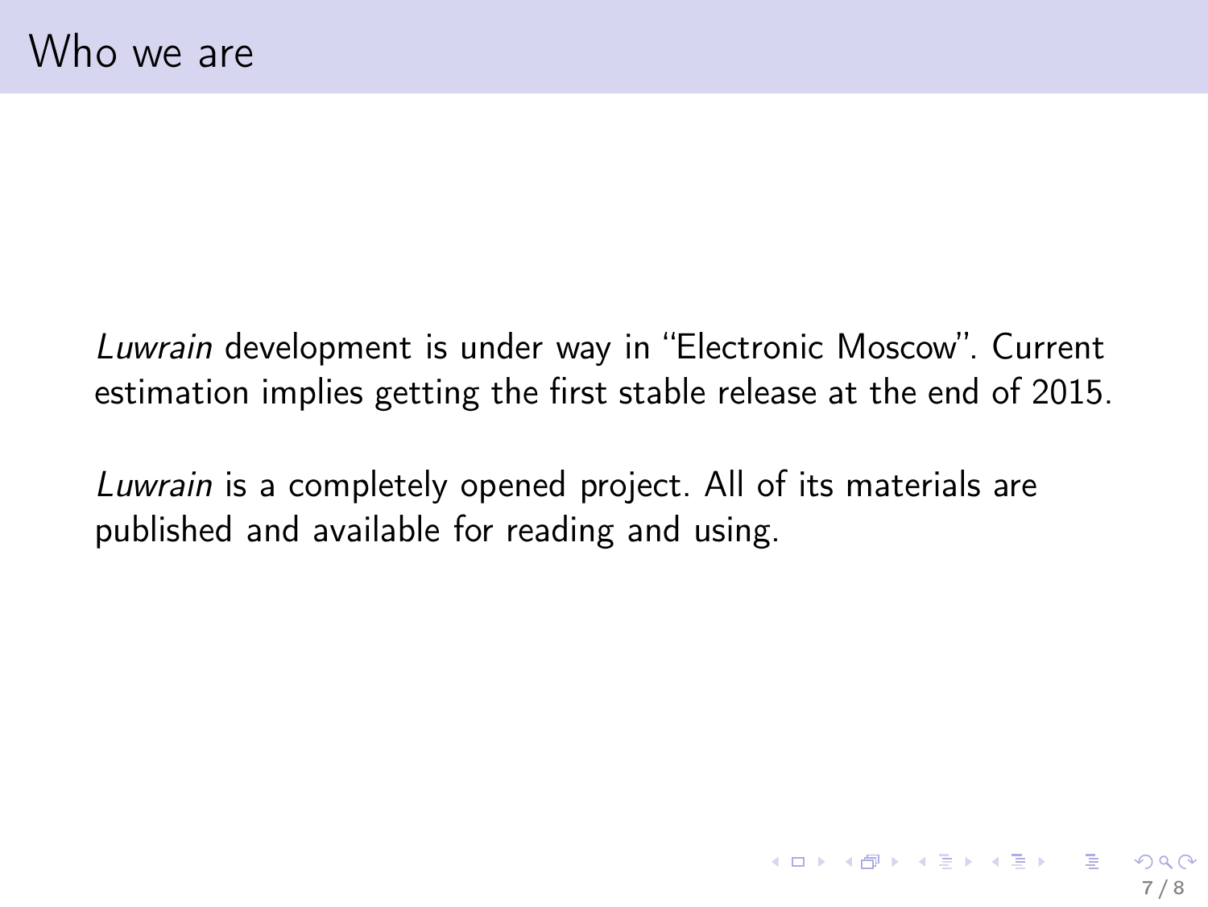# Who we are

*Luwrain* development is under way in "Electronic Moscow". Current estimation implies getting the first stable release at the end of 2015.

*Luwrain* is a completely opened project. All of its materials are published and available for reading and using.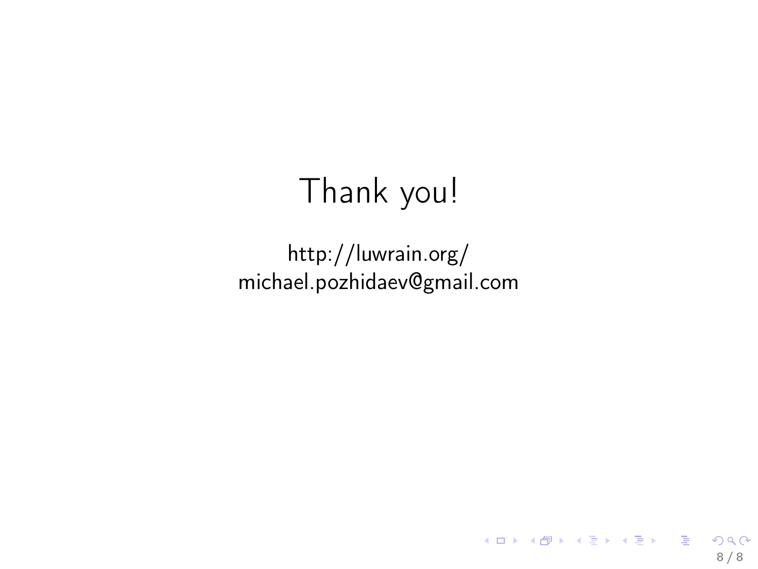# Thank you!

http://luwrain.org/
michael.pozhidaev@gmail.com